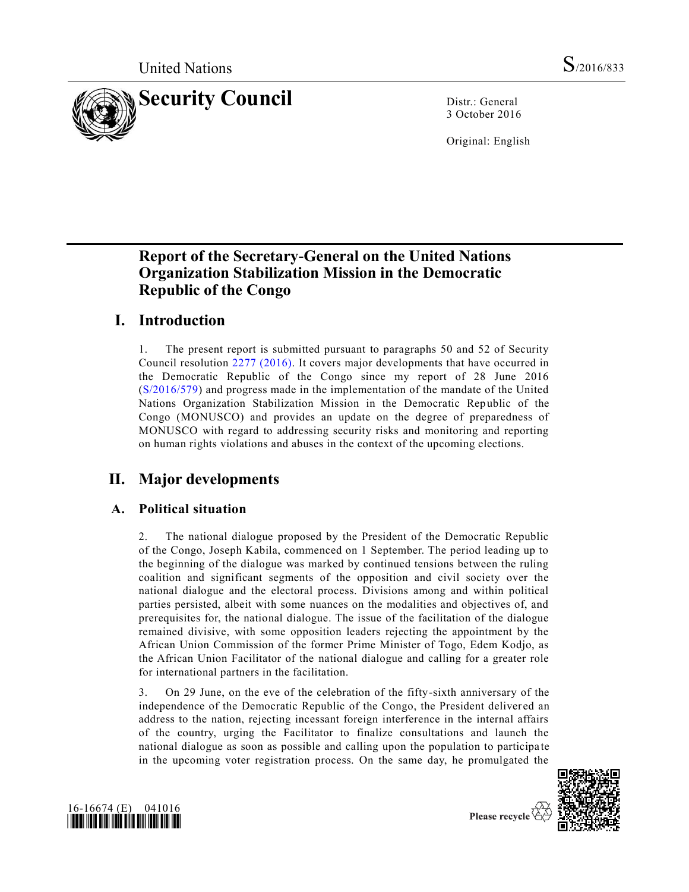United Nations S/2016/833

# Security Council

Distr.: General
3 October 2016

Original: English

## Report of the Secretary-General on the United Nations Organization Stabilization Mission in the Democratic Republic of the Congo

## I. Introduction

1. The present report is submitted pursuant to paragraphs 50 and 52 of Security Council resolution 2277 (2016). It covers major developments that have occurred in the Democratic Republic of the Congo since my report of 28 June 2016 (S/2016/579) and progress made in the implementation of the mandate of the United Nations Organization Stabilization Mission in the Democratic Republic of the Congo (MONUSCO) and provides an update on the degree of preparedness of MONUSCO with regard to addressing security risks and monitoring and reporting on human rights violations and abuses in the context of the upcoming elections.

## II. Major developments

### A. Political situation

2. The national dialogue proposed by the President of the Democratic Republic of the Congo, Joseph Kabila, commenced on 1 September. The period leading up to the beginning of the dialogue was marked by continued tensions between the ruling coalition and significant segments of the opposition and civil society over the national dialogue and the electoral process. Divisions among and within political parties persisted, albeit with some nuances on the modalities and objectives of, and prerequisites for, the national dialogue. The issue of the facilitation of the dialogue remained divisive, with some opposition leaders rejecting the appointment by the African Union Commission of the former Prime Minister of Togo, Edem Kodjo, as the African Union Facilitator of the national dialogue and calling for a greater role for international partners in the facilitation.

3. On 29 June, on the eve of the celebration of the fifty-sixth anniversary of the independence of the Democratic Republic of the Congo, the President delivered an address to the nation, rejecting incessant foreign interference in the internal affairs of the country, urging the Facilitator to finalize consultations and launch the national dialogue as soon as possible and calling upon the population to participate in the upcoming voter registration process. On the same day, he promulgated the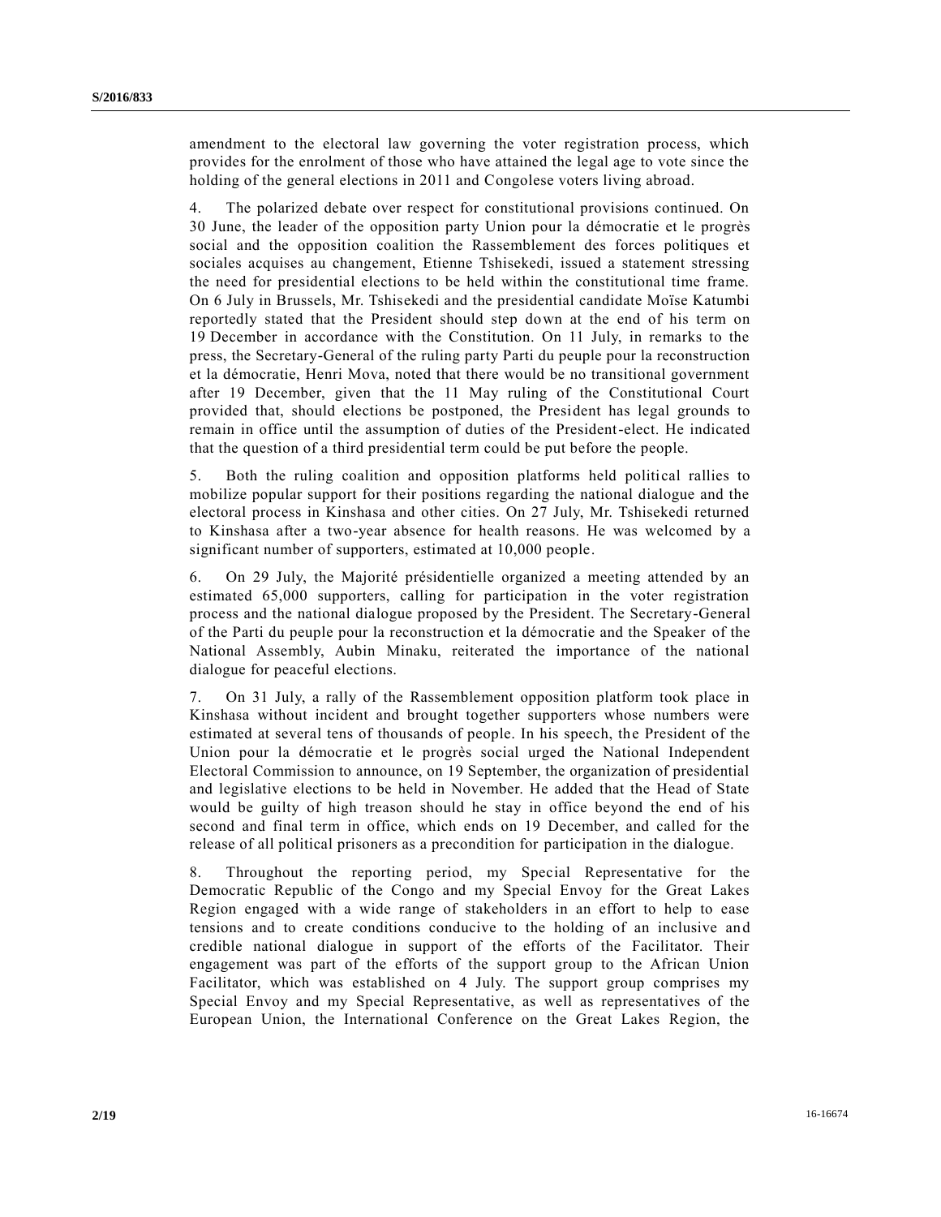amendment to the electoral law governing the voter registration process, which provides for the enrolment of those who have attained the legal age to vote since the holding of the general elections in 2011 and Congolese voters living abroad.

4. The polarized debate over respect for constitutional provisions continued. On 30 June, the leader of the opposition party Union pour la démocratie et le progrès social and the opposition coalition the Rassemblement des forces politiques et sociales acquises au changement, Etienne Tshisekedi, issued a statement stressing the need for presidential elections to be held within the constitutional time frame. On 6 July in Brussels, Mr. Tshisekedi and the presidential candidate Moïse Katumbi reportedly stated that the President should step down at the end of his term on 19 December in accordance with the Constitution. On 11 July, in remarks to the press, the Secretary-General of the ruling party Parti du peuple pour la reconstruction et la démocratie, Henri Mova, noted that there would be no transitional government after 19 December, given that the 11 May ruling of the Constitutional Court provided that, should elections be postponed, the President has legal grounds to remain in office until the assumption of duties of the President-elect. He indicated that the question of a third presidential term could be put before the people.

5. Both the ruling coalition and opposition platforms held political rallies to mobilize popular support for their positions regarding the national dialogue and the electoral process in Kinshasa and other cities. On 27 July, Mr. Tshisekedi returned to Kinshasa after a two-year absence for health reasons. He was welcomed by a significant number of supporters, estimated at 10,000 people.

6. On 29 July, the Majorité présidentielle organized a meeting attended by an estimated 65,000 supporters, calling for participation in the voter registration process and the national dialogue proposed by the President. The Secretary-General of the Parti du peuple pour la reconstruction et la démocratie and the Speaker of the National Assembly, Aubin Minaku, reiterated the importance of the national dialogue for peaceful elections.

7. On 31 July, a rally of the Rassemblement opposition platform took place in Kinshasa without incident and brought together supporters whose numbers were estimated at several tens of thousands of people. In his speech, the President of the Union pour la démocratie et le progrès social urged the National Independent Electoral Commission to announce, on 19 September, the organization of presidential and legislative elections to be held in November. He added that the Head of State would be guilty of high treason should he stay in office beyond the end of his second and final term in office, which ends on 19 December, and called for the release of all political prisoners as a precondition for participation in the dialogue.

8. Throughout the reporting period, my Special Representative for the Democratic Republic of the Congo and my Special Envoy for the Great Lakes Region engaged with a wide range of stakeholders in an effort to help to ease tensions and to create conditions conducive to the holding of an inclusive and credible national dialogue in support of the efforts of the Facilitator. Their engagement was part of the efforts of the support group to the African Union Facilitator, which was established on 4 July. The support group comprises my Special Envoy and my Special Representative, as well as representatives of the European Union, the International Conference on the Great Lakes Region, the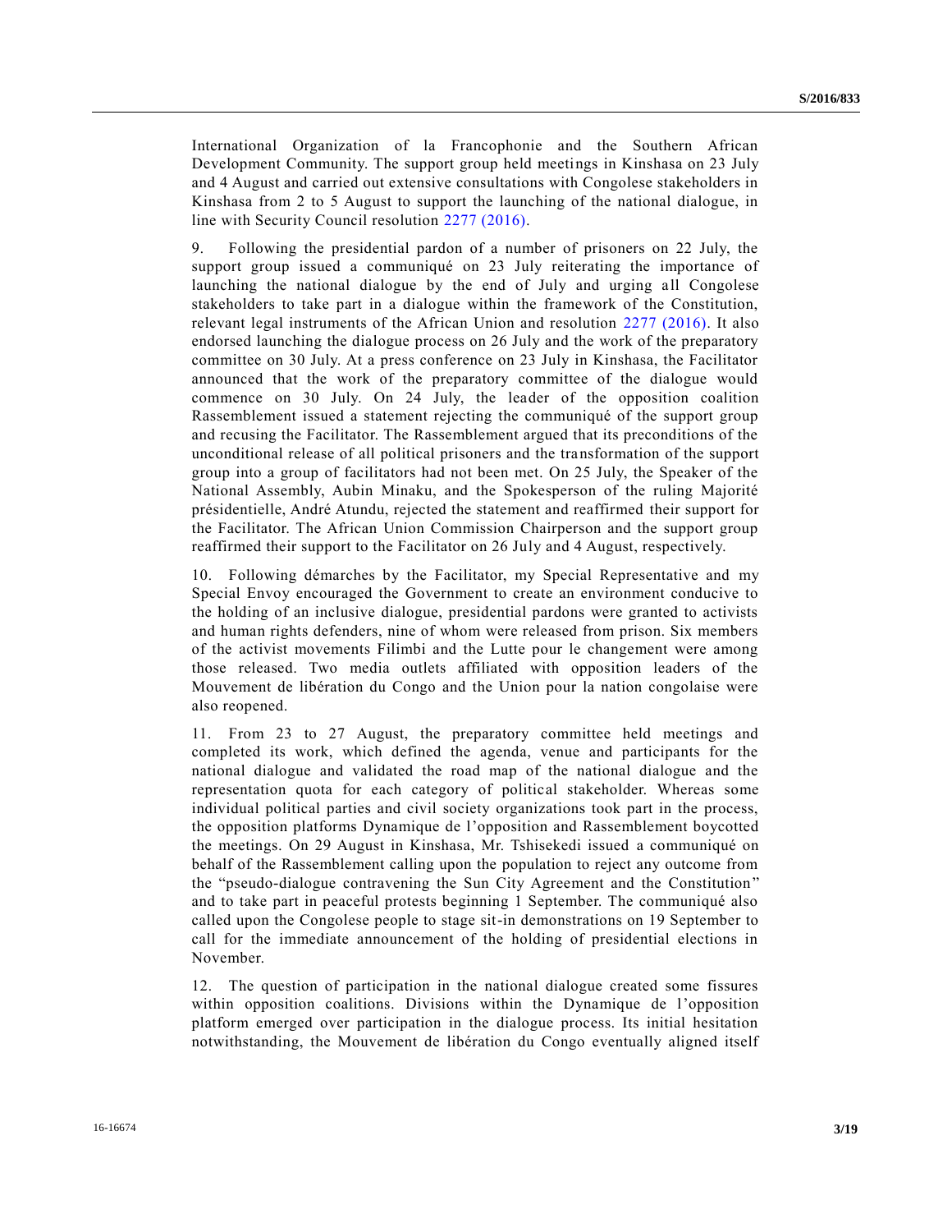International Organization of la Francophonie and the Southern African Development Community. The support group held meetings in Kinshasa on 23 July and 4 August and carried out extensive consultations with Congolese stakeholders in Kinshasa from 2 to 5 August to support the launching of the national dialogue, in line with Security Council resolution 2277 (2016).

9. Following the presidential pardon of a number of prisoners on 22 July, the support group issued a communiqué on 23 July reiterating the importance of launching the national dialogue by the end of July and urging all Congolese stakeholders to take part in a dialogue within the framework of the Constitution, relevant legal instruments of the African Union and resolution 2277 (2016). It also endorsed launching the dialogue process on 26 July and the work of the preparatory committee on 30 July. At a press conference on 23 July in Kinshasa, the Facilitator announced that the work of the preparatory committee of the dialogue would commence on 30 July. On 24 July, the leader of the opposition coalition Rassemblement issued a statement rejecting the communiqué of the support group and recusing the Facilitator. The Rassemblement argued that its preconditions of the unconditional release of all political prisoners and the transformation of the support group into a group of facilitators had not been met. On 25 July, the Speaker of the National Assembly, Aubin Minaku, and the Spokesperson of the ruling Majorité présidentielle, André Atundu, rejected the statement and reaffirmed their support for the Facilitator. The African Union Commission Chairperson and the support group reaffirmed their support to the Facilitator on 26 July and 4 August, respectively.

10. Following démarches by the Facilitator, my Special Representative and my Special Envoy encouraged the Government to create an environment conducive to the holding of an inclusive dialogue, presidential pardons were granted to activists and human rights defenders, nine of whom were released from prison. Six members of the activist movements Filimbi and the Lutte pour le changement were among those released. Two media outlets affiliated with opposition leaders of the Mouvement de libération du Congo and the Union pour la nation congolaise were also reopened.

11. From 23 to 27 August, the preparatory committee held meetings and completed its work, which defined the agenda, venue and participants for the national dialogue and validated the road map of the national dialogue and the representation quota for each category of political stakeholder. Whereas some individual political parties and civil society organizations took part in the process, the opposition platforms Dynamique de l'opposition and Rassemblement boycotted the meetings. On 29 August in Kinshasa, Mr. Tshisekedi issued a communiqué on behalf of the Rassemblement calling upon the population to reject any outcome from the "pseudo-dialogue contravening the Sun City Agreement and the Constitution" and to take part in peaceful protests beginning 1 September. The communiqué also called upon the Congolese people to stage sit-in demonstrations on 19 September to call for the immediate announcement of the holding of presidential elections in November.

12. The question of participation in the national dialogue created some fissures within opposition coalitions. Divisions within the Dynamique de l'opposition platform emerged over participation in the dialogue process. Its initial hesitation notwithstanding, the Mouvement de libération du Congo eventually aligned itself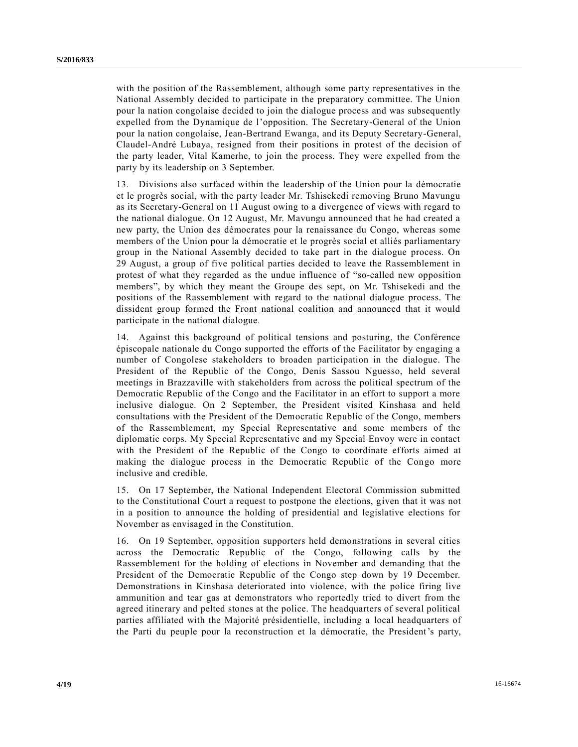with the position of the Rassemblement, although some party representatives in the National Assembly decided to participate in the preparatory committee. The Union pour la nation congolaise decided to join the dialogue process and was subsequently expelled from the Dynamique de l'opposition. The Secretary-General of the Union pour la nation congolaise, Jean-Bertrand Ewanga, and its Deputy Secretary-General, Claudel-André Lubaya, resigned from their positions in protest of the decision of the party leader, Vital Kamerhe, to join the process. They were expelled from the party by its leadership on 3 September.

13. Divisions also surfaced within the leadership of the Union pour la démocratie et le progrès social, with the party leader Mr. Tshisekedi removing Bruno Mavungu as its Secretary-General on 11 August owing to a divergence of views with regard to the national dialogue. On 12 August, Mr. Mavungu announced that he had created a new party, the Union des démocrates pour la renaissance du Congo, whereas some members of the Union pour la démocratie et le progrès social et alliés parliamentary group in the National Assembly decided to take part in the dialogue process. On 29 August, a group of five political parties decided to leave the Rassemblement in protest of what they regarded as the undue influence of "so-called new opposition members", by which they meant the Groupe des sept, on Mr. Tshisekedi and the positions of the Rassemblement with regard to the national dialogue process. The dissident group formed the Front national coalition and announced that it would participate in the national dialogue.

14. Against this background of political tensions and posturing, the Conférence épiscopale nationale du Congo supported the efforts of the Facilitator by engaging a number of Congolese stakeholders to broaden participation in the dialogue. The President of the Republic of the Congo, Denis Sassou Nguesso, held several meetings in Brazzaville with stakeholders from across the political spectrum of the Democratic Republic of the Congo and the Facilitator in an effort to support a more inclusive dialogue. On 2 September, the President visited Kinshasa and held consultations with the President of the Democratic Republic of the Congo, members of the Rassemblement, my Special Representative and some members of the diplomatic corps. My Special Representative and my Special Envoy were in contact with the President of the Republic of the Congo to coordinate efforts aimed at making the dialogue process in the Democratic Republic of the Congo more inclusive and credible.

15. On 17 September, the National Independent Electoral Commission submitted to the Constitutional Court a request to postpone the elections, given that it was not in a position to announce the holding of presidential and legislative elections for November as envisaged in the Constitution.

16. On 19 September, opposition supporters held demonstrations in several cities across the Democratic Republic of the Congo, following calls by the Rassemblement for the holding of elections in November and demanding that the President of the Democratic Republic of the Congo step down by 19 December. Demonstrations in Kinshasa deteriorated into violence, with the police firing live ammunition and tear gas at demonstrators who reportedly tried to divert from the agreed itinerary and pelted stones at the police. The headquarters of several political parties affiliated with the Majorité présidentielle, including a local headquarters of the Parti du peuple pour la reconstruction et la démocratie, the President's party,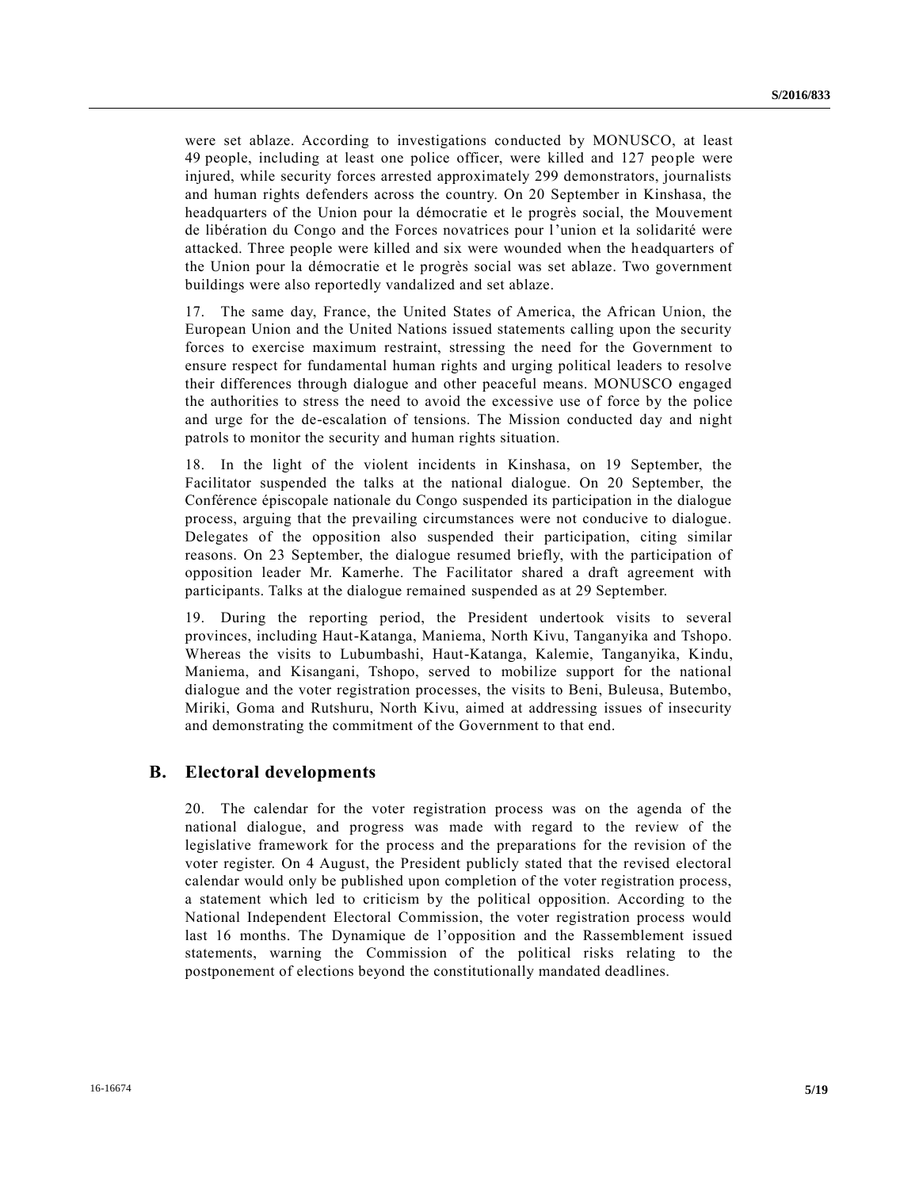were set ablaze. According to investigations conducted by MONUSCO, at least 49 people, including at least one police officer, were killed and 127 people were injured, while security forces arrested approximately 299 demonstrators, journalists and human rights defenders across the country. On 20 September in Kinshasa, the headquarters of the Union pour la démocratie et le progrès social, the Mouvement de libération du Congo and the Forces novatrices pour l'union et la solidarité were attacked. Three people were killed and six were wounded when the headquarters of the Union pour la démocratie et le progrès social was set ablaze. Two government buildings were also reportedly vandalized and set ablaze.

17. The same day, France, the United States of America, the African Union, the European Union and the United Nations issued statements calling upon the security forces to exercise maximum restraint, stressing the need for the Government to ensure respect for fundamental human rights and urging political leaders to resolve their differences through dialogue and other peaceful means. MONUSCO engaged the authorities to stress the need to avoid the excessive use of force by the police and urge for the de-escalation of tensions. The Mission conducted day and night patrols to monitor the security and human rights situation.

18. In the light of the violent incidents in Kinshasa, on 19 September, the Facilitator suspended the talks at the national dialogue. On 20 September, the Conférence épiscopale nationale du Congo suspended its participation in the dialogue process, arguing that the prevailing circumstances were not conducive to dialogue. Delegates of the opposition also suspended their participation, citing similar reasons. On 23 September, the dialogue resumed briefly, with the participation of opposition leader Mr. Kamerhe. The Facilitator shared a draft agreement with participants. Talks at the dialogue remained suspended as at 29 September.

19. During the reporting period, the President undertook visits to several provinces, including Haut-Katanga, Maniema, North Kivu, Tanganyika and Tshopo. Whereas the visits to Lubumbashi, Haut-Katanga, Kalemie, Tanganyika, Kindu, Maniema, and Kisangani, Tshopo, served to mobilize support for the national dialogue and the voter registration processes, the visits to Beni, Buleusa, Butembo, Miriki, Goma and Rutshuru, North Kivu, aimed at addressing issues of insecurity and demonstrating the commitment of the Government to that end.

## B. Electoral developments

20. The calendar for the voter registration process was on the agenda of the national dialogue, and progress was made with regard to the review of the legislative framework for the process and the preparations for the revision of the voter register. On 4 August, the President publicly stated that the revised electoral calendar would only be published upon completion of the voter registration process, a statement which led to criticism by the political opposition. According to the National Independent Electoral Commission, the voter registration process would last 16 months. The Dynamique de l'opposition and the Rassemblement issued statements, warning the Commission of the political risks relating to the postponement of elections beyond the constitutionally mandated deadlines.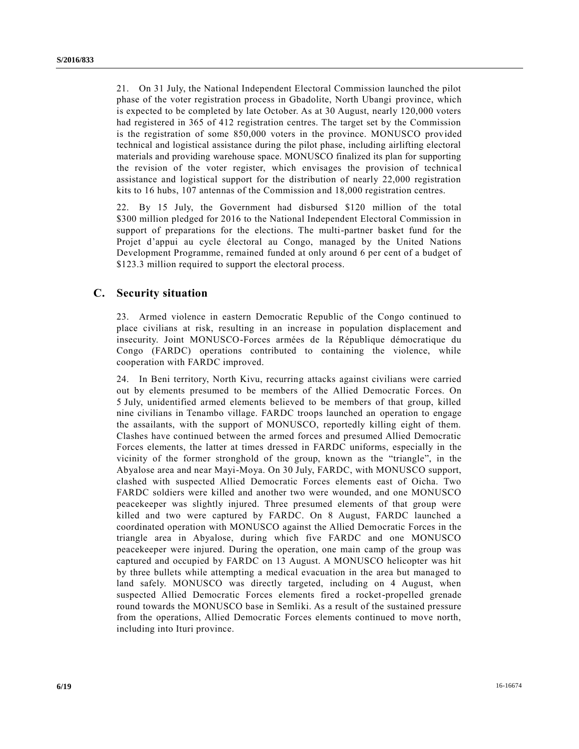21. On 31 July, the National Independent Electoral Commission launched the pilot phase of the voter registration process in Gbadolite, North Ubangi province, which is expected to be completed by late October. As at 30 August, nearly 120,000 voters had registered in 365 of 412 registration centres. The target set by the Commission is the registration of some 850,000 voters in the province. MONUSCO provided technical and logistical assistance during the pilot phase, including airlifting electoral materials and providing warehouse space. MONUSCO finalized its plan for supporting the revision of the voter register, which envisages the provision of technical assistance and logistical support for the distribution of nearly 22,000 registration kits to 16 hubs, 107 antennas of the Commission and 18,000 registration centres.

22. By 15 July, the Government had disbursed \$120 million of the total \$300 million pledged for 2016 to the National Independent Electoral Commission in support of preparations for the elections. The multi-partner basket fund for the Projet d'appui au cycle électoral au Congo, managed by the United Nations Development Programme, remained funded at only around 6 per cent of a budget of \$123.3 million required to support the electoral process.

## C. Security situation

23. Armed violence in eastern Democratic Republic of the Congo continued to place civilians at risk, resulting in an increase in population displacement and insecurity. Joint MONUSCO-Forces armées de la République démocratique du Congo (FARDC) operations contributed to containing the violence, while cooperation with FARDC improved.

24. In Beni territory, North Kivu, recurring attacks against civilians were carried out by elements presumed to be members of the Allied Democratic Forces. On 5 July, unidentified armed elements believed to be members of that group, killed nine civilians in Tenambo village. FARDC troops launched an operation to engage the assailants, with the support of MONUSCO, reportedly killing eight of them. Clashes have continued between the armed forces and presumed Allied Democratic Forces elements, the latter at times dressed in FARDC uniforms, especially in the vicinity of the former stronghold of the group, known as the "triangle", in the Abyalose area and near Mayi-Moya. On 30 July, FARDC, with MONUSCO support, clashed with suspected Allied Democratic Forces elements east of Oicha. Two FARDC soldiers were killed and another two were wounded, and one MONUSCO peacekeeper was slightly injured. Three presumed elements of that group were killed and two were captured by FARDC. On 8 August, FARDC launched a coordinated operation with MONUSCO against the Allied Democratic Forces in the triangle area in Abyalose, during which five FARDC and one MONUSCO peacekeeper were injured. During the operation, one main camp of the group was captured and occupied by FARDC on 13 August. A MONUSCO helicopter was hit by three bullets while attempting a medical evacuation in the area but managed to land safely. MONUSCO was directly targeted, including on 4 August, when suspected Allied Democratic Forces elements fired a rocket-propelled grenade round towards the MONUSCO base in Semliki. As a result of the sustained pressure from the operations, Allied Democratic Forces elements continued to move north, including into Ituri province.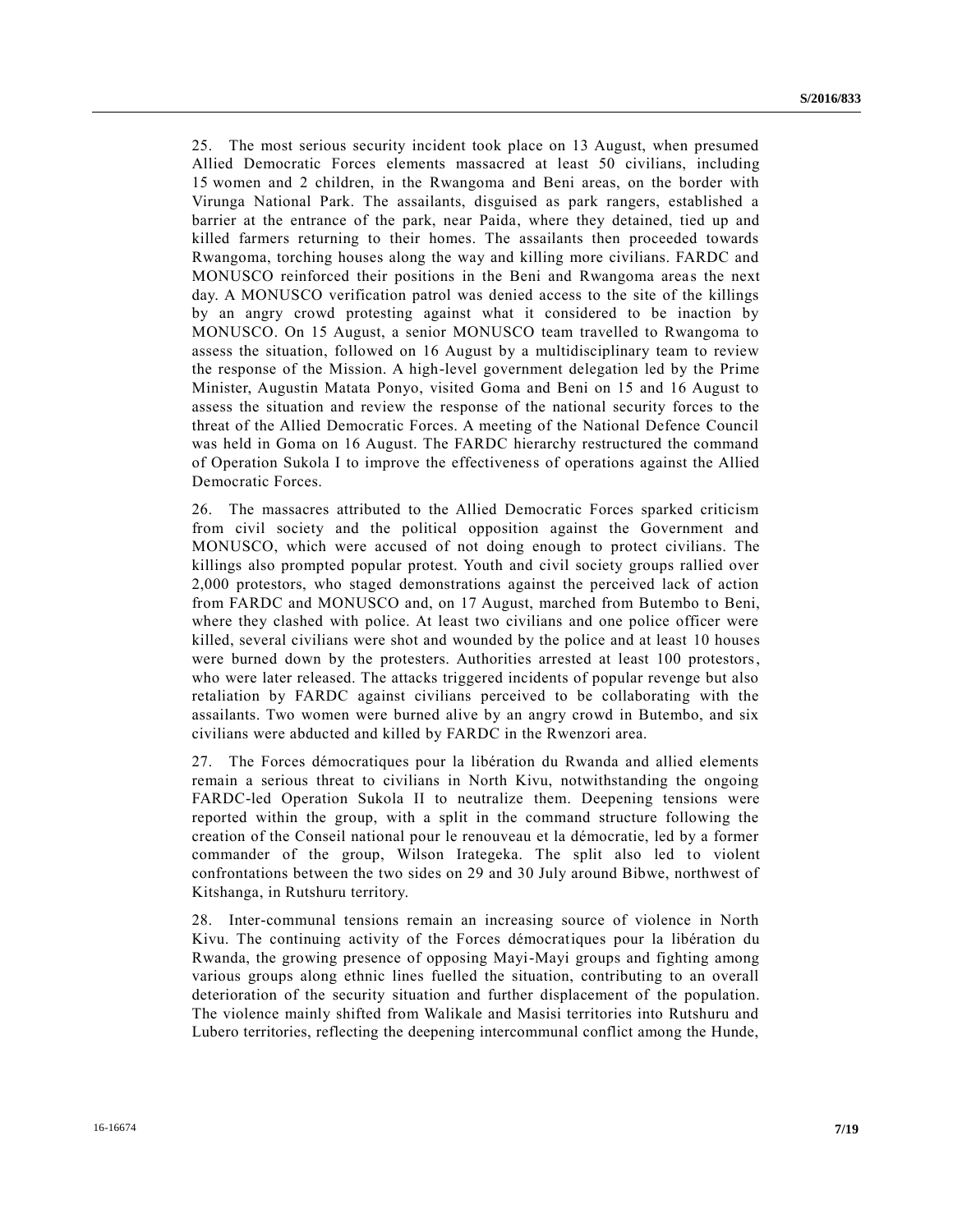25. The most serious security incident took place on 13 August, when presumed Allied Democratic Forces elements massacred at least 50 civilians, including 15 women and 2 children, in the Rwangoma and Beni areas, on the border with Virunga National Park. The assailants, disguised as park rangers, established a barrier at the entrance of the park, near Paida, where they detained, tied up and killed farmers returning to their homes. The assailants then proceeded towards Rwangoma, torching houses along the way and killing more civilians. FARDC and MONUSCO reinforced their positions in the Beni and Rwangoma areas the next day. A MONUSCO verification patrol was denied access to the site of the killings by an angry crowd protesting against what it considered to be inaction by MONUSCO. On 15 August, a senior MONUSCO team travelled to Rwangoma to assess the situation, followed on 16 August by a multidisciplinary team to review the response of the Mission. A high-level government delegation led by the Prime Minister, Augustin Matata Ponyo, visited Goma and Beni on 15 and 16 August to assess the situation and review the response of the national security forces to the threat of the Allied Democratic Forces. A meeting of the National Defence Council was held in Goma on 16 August. The FARDC hierarchy restructured the command of Operation Sukola I to improve the effectiveness of operations against the Allied Democratic Forces.

26. The massacres attributed to the Allied Democratic Forces sparked criticism from civil society and the political opposition against the Government and MONUSCO, which were accused of not doing enough to protect civilians. The killings also prompted popular protest. Youth and civil society groups rallied over 2,000 protestors, who staged demonstrations against the perceived lack of action from FARDC and MONUSCO and, on 17 August, marched from Butembo to Beni, where they clashed with police. At least two civilians and one police officer were killed, several civilians were shot and wounded by the police and at least 10 houses were burned down by the protesters. Authorities arrested at least 100 protestors, who were later released. The attacks triggered incidents of popular revenge but also retaliation by FARDC against civilians perceived to be collaborating with the assailants. Two women were burned alive by an angry crowd in Butembo, and six civilians were abducted and killed by FARDC in the Rwenzori area.

27. The Forces démocratiques pour la libération du Rwanda and allied elements remain a serious threat to civilians in North Kivu, notwithstanding the ongoing FARDC-led Operation Sukola II to neutralize them. Deepening tensions were reported within the group, with a split in the command structure following the creation of the Conseil national pour le renouveau et la démocratie, led by a former commander of the group, Wilson Irategeka. The split also led to violent confrontations between the two sides on 29 and 30 July around Bibwe, northwest of Kitshanga, in Rutshuru territory.

28. Inter-communal tensions remain an increasing source of violence in North Kivu. The continuing activity of the Forces démocratiques pour la libération du Rwanda, the growing presence of opposing Mayi-Mayi groups and fighting among various groups along ethnic lines fuelled the situation, contributing to an overall deterioration of the security situation and further displacement of the population. The violence mainly shifted from Walikale and Masisi territories into Rutshuru and Lubero territories, reflecting the deepening intercommunal conflict among the Hunde,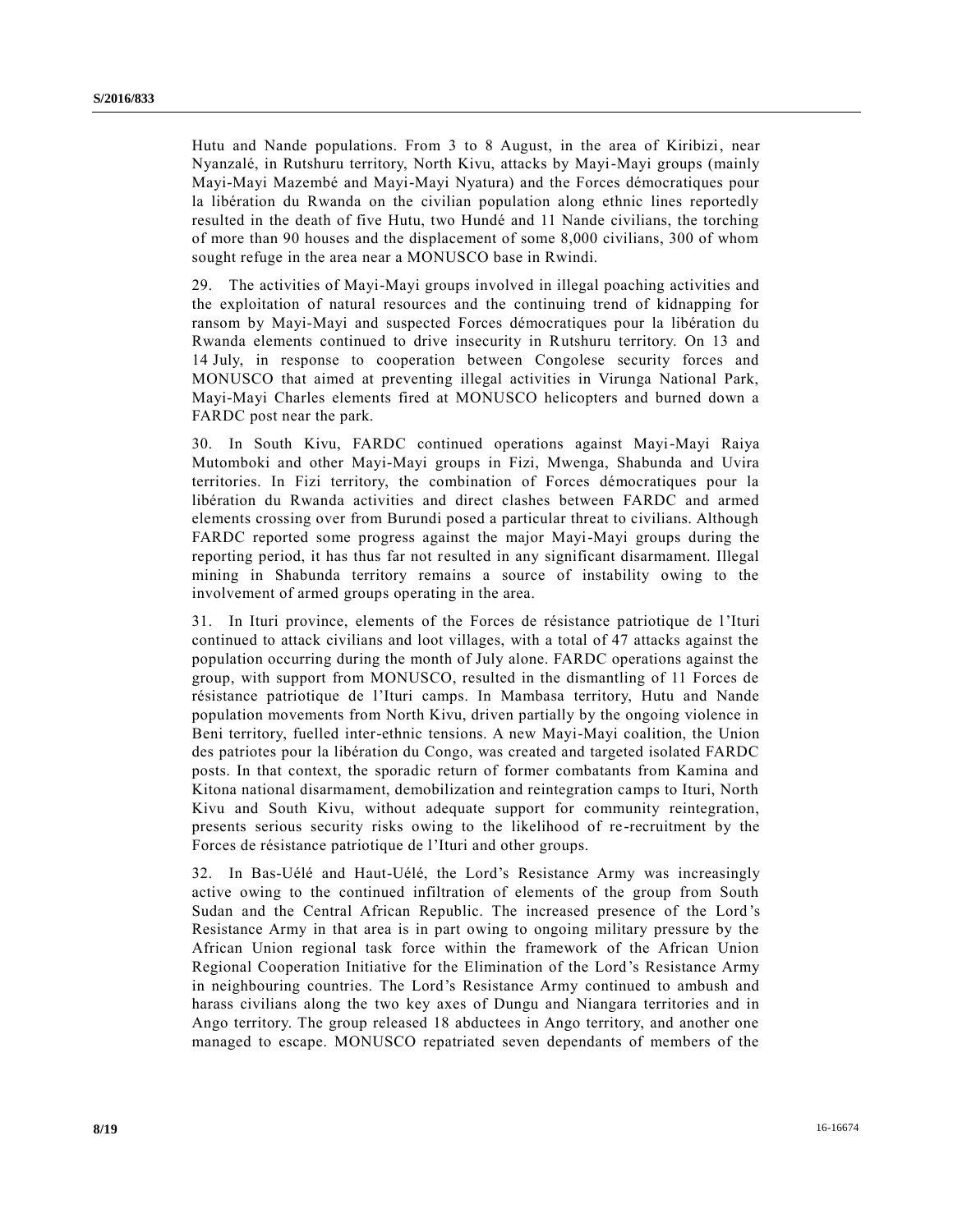Hutu and Nande populations. From 3 to 8 August, in the area of Kiribizi, near Nyanzalé, in Rutshuru territory, North Kivu, attacks by Mayi-Mayi groups (mainly Mayi-Mayi Mazembé and Mayi-Mayi Nyatura) and the Forces démocratiques pour la libération du Rwanda on the civilian population along ethnic lines reportedly resulted in the death of five Hutu, two Hundé and 11 Nande civilians, the torching of more than 90 houses and the displacement of some 8,000 civilians, 300 of whom sought refuge in the area near a MONUSCO base in Rwindi.

29. The activities of Mayi-Mayi groups involved in illegal poaching activities and the exploitation of natural resources and the continuing trend of kidnapping for ransom by Mayi-Mayi and suspected Forces démocratiques pour la libération du Rwanda elements continued to drive insecurity in Rutshuru territory. On 13 and 14 July, in response to cooperation between Congolese security forces and MONUSCO that aimed at preventing illegal activities in Virunga National Park, Mayi-Mayi Charles elements fired at MONUSCO helicopters and burned down a FARDC post near the park.

30. In South Kivu, FARDC continued operations against Mayi-Mayi Raiya Mutomboki and other Mayi-Mayi groups in Fizi, Mwenga, Shabunda and Uvira territories. In Fizi territory, the combination of Forces démocratiques pour la libération du Rwanda activities and direct clashes between FARDC and armed elements crossing over from Burundi posed a particular threat to civilians. Although FARDC reported some progress against the major Mayi-Mayi groups during the reporting period, it has thus far not resulted in any significant disarmament. Illegal mining in Shabunda territory remains a source of instability owing to the involvement of armed groups operating in the area.

31. In Ituri province, elements of the Forces de résistance patriotique de l'Ituri continued to attack civilians and loot villages, with a total of 47 attacks against the population occurring during the month of July alone. FARDC operations against the group, with support from MONUSCO, resulted in the dismantling of 11 Forces de résistance patriotique de l'Ituri camps. In Mambasa territory, Hutu and Nande population movements from North Kivu, driven partially by the ongoing violence in Beni territory, fuelled inter-ethnic tensions. A new Mayi-Mayi coalition, the Union des patriotes pour la libération du Congo, was created and targeted isolated FARDC posts. In that context, the sporadic return of former combatants from Kamina and Kitona national disarmament, demobilization and reintegration camps to Ituri, North Kivu and South Kivu, without adequate support for community reintegration, presents serious security risks owing to the likelihood of re-recruitment by the Forces de résistance patriotique de l'Ituri and other groups.

32. In Bas-Uélé and Haut-Uélé, the Lord's Resistance Army was increasingly active owing to the continued infiltration of elements of the group from South Sudan and the Central African Republic. The increased presence of the Lord's Resistance Army in that area is in part owing to ongoing military pressure by the African Union regional task force within the framework of the African Union Regional Cooperation Initiative for the Elimination of the Lord's Resistance Army in neighbouring countries. The Lord's Resistance Army continued to ambush and harass civilians along the two key axes of Dungu and Niangara territories and in Ango territory. The group released 18 abductees in Ango territory, and another one managed to escape. MONUSCO repatriated seven dependants of members of the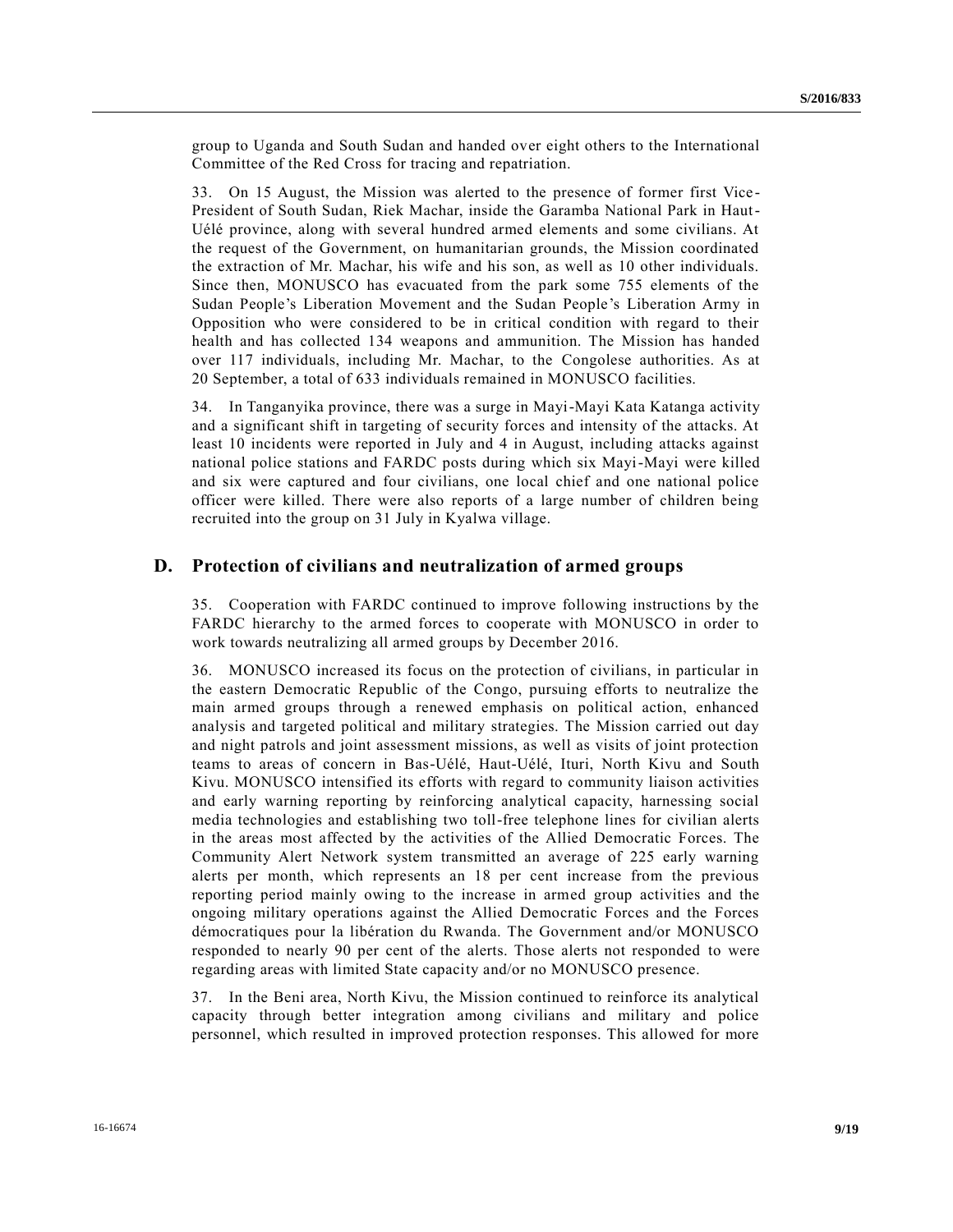group to Uganda and South Sudan and handed over eight others to the International Committee of the Red Cross for tracing and repatriation.

33. On 15 August, the Mission was alerted to the presence of former first Vice-President of South Sudan, Riek Machar, inside the Garamba National Park in Haut-Uélé province, along with several hundred armed elements and some civilians. At the request of the Government, on humanitarian grounds, the Mission coordinated the extraction of Mr. Machar, his wife and his son, as well as 10 other individuals. Since then, MONUSCO has evacuated from the park some 755 elements of the Sudan People's Liberation Movement and the Sudan People's Liberation Army in Opposition who were considered to be in critical condition with regard to their health and has collected 134 weapons and ammunition. The Mission has handed over 117 individuals, including Mr. Machar, to the Congolese authorities. As at 20 September, a total of 633 individuals remained in MONUSCO facilities.

34. In Tanganyika province, there was a surge in Mayi-Mayi Kata Katanga activity and a significant shift in targeting of security forces and intensity of the attacks. At least 10 incidents were reported in July and 4 in August, including attacks against national police stations and FARDC posts during which six Mayi-Mayi were killed and six were captured and four civilians, one local chief and one national police officer were killed. There were also reports of a large number of children being recruited into the group on 31 July in Kyalwa village.

## D. Protection of civilians and neutralization of armed groups

35. Cooperation with FARDC continued to improve following instructions by the FARDC hierarchy to the armed forces to cooperate with MONUSCO in order to work towards neutralizing all armed groups by December 2016.

36. MONUSCO increased its focus on the protection of civilians, in particular in the eastern Democratic Republic of the Congo, pursuing efforts to neutralize the main armed groups through a renewed emphasis on political action, enhanced analysis and targeted political and military strategies. The Mission carried out day and night patrols and joint assessment missions, as well as visits of joint protection teams to areas of concern in Bas-Uélé, Haut-Uélé, Ituri, North Kivu and South Kivu. MONUSCO intensified its efforts with regard to community liaison activities and early warning reporting by reinforcing analytical capacity, harnessing social media technologies and establishing two toll-free telephone lines for civilian alerts in the areas most affected by the activities of the Allied Democratic Forces. The Community Alert Network system transmitted an average of 225 early warning alerts per month, which represents an 18 per cent increase from the previous reporting period mainly owing to the increase in armed group activities and the ongoing military operations against the Allied Democratic Forces and the Forces démocratiques pour la libération du Rwanda. The Government and/or MONUSCO responded to nearly 90 per cent of the alerts. Those alerts not responded to were regarding areas with limited State capacity and/or no MONUSCO presence.

37. In the Beni area, North Kivu, the Mission continued to reinforce its analytical capacity through better integration among civilians and military and police personnel, which resulted in improved protection responses. This allowed for more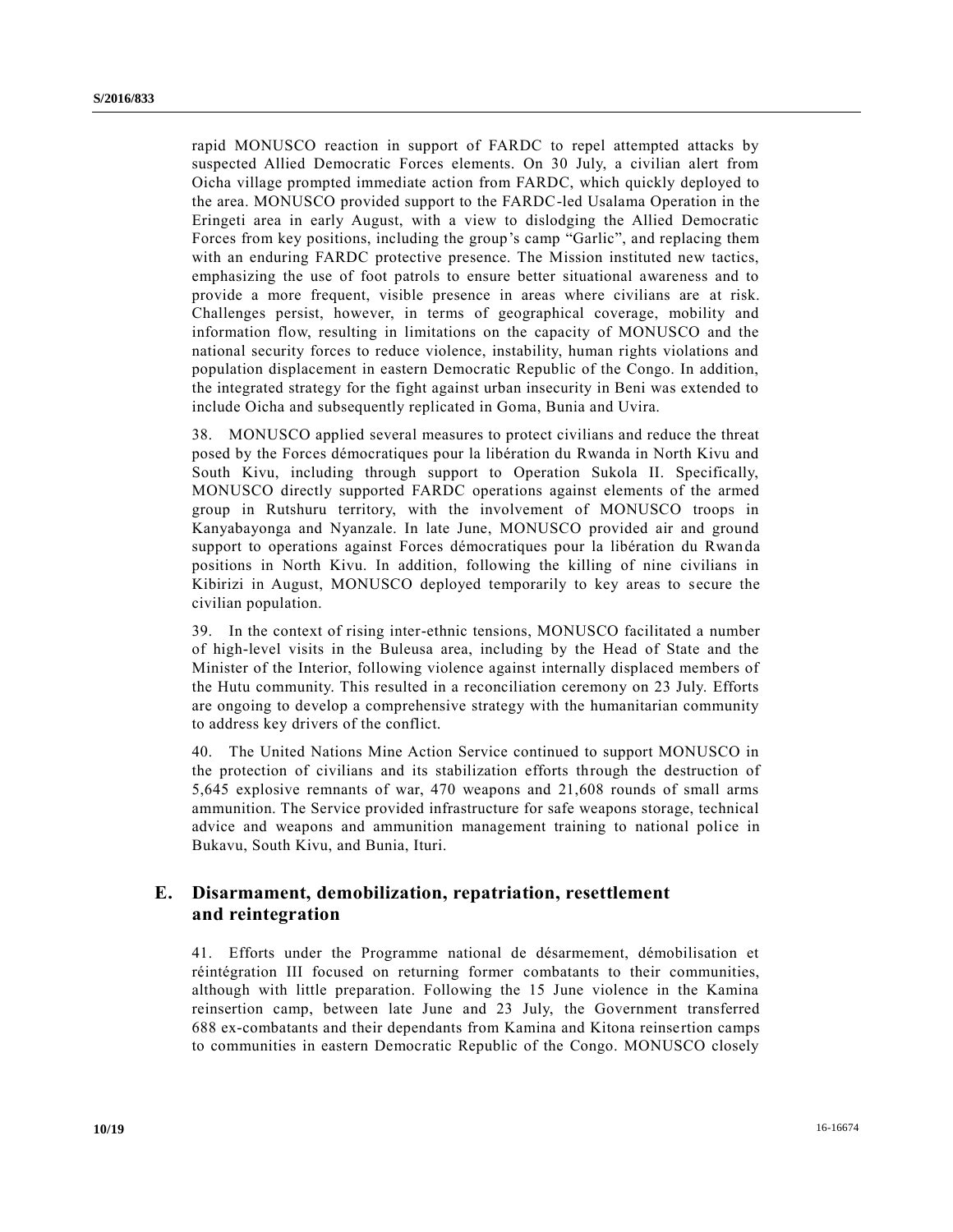rapid MONUSCO reaction in support of FARDC to repel attempted attacks by suspected Allied Democratic Forces elements. On 30 July, a civilian alert from Oicha village prompted immediate action from FARDC, which quickly deployed to the area. MONUSCO provided support to the FARDC-led Usalama Operation in the Eringeti area in early August, with a view to dislodging the Allied Democratic Forces from key positions, including the group's camp "Garlic", and replacing them with an enduring FARDC protective presence. The Mission instituted new tactics, emphasizing the use of foot patrols to ensure better situational awareness and to provide a more frequent, visible presence in areas where civilians are at risk. Challenges persist, however, in terms of geographical coverage, mobility and information flow, resulting in limitations on the capacity of MONUSCO and the national security forces to reduce violence, instability, human rights violations and population displacement in eastern Democratic Republic of the Congo. In addition, the integrated strategy for the fight against urban insecurity in Beni was extended to include Oicha and subsequently replicated in Goma, Bunia and Uvira.

38. MONUSCO applied several measures to protect civilians and reduce the threat posed by the Forces démocratiques pour la libération du Rwanda in North Kivu and South Kivu, including through support to Operation Sukola II. Specifically, MONUSCO directly supported FARDC operations against elements of the armed group in Rutshuru territory, with the involvement of MONUSCO troops in Kanyabayonga and Nyanzale. In late June, MONUSCO provided air and ground support to operations against Forces démocratiques pour la libération du Rwanda positions in North Kivu. In addition, following the killing of nine civilians in Kibirizi in August, MONUSCO deployed temporarily to key areas to secure the civilian population.

39. In the context of rising inter-ethnic tensions, MONUSCO facilitated a number of high-level visits in the Buleusa area, including by the Head of State and the Minister of the Interior, following violence against internally displaced members of the Hutu community. This resulted in a reconciliation ceremony on 23 July. Efforts are ongoing to develop a comprehensive strategy with the humanitarian community to address key drivers of the conflict.

40. The United Nations Mine Action Service continued to support MONUSCO in the protection of civilians and its stabilization efforts through the destruction of 5,645 explosive remnants of war, 470 weapons and 21,608 rounds of small arms ammunition. The Service provided infrastructure for safe weapons storage, technical advice and weapons and ammunition management training to national police in Bukavu, South Kivu, and Bunia, Ituri.

## E. Disarmament, demobilization, repatriation, resettlement and reintegration

41. Efforts under the Programme national de désarmement, démobilisation et réintégration III focused on returning former combatants to their communities, although with little preparation. Following the 15 June violence in the Kamina reinsertion camp, between late June and 23 July, the Government transferred 688 ex-combatants and their dependants from Kamina and Kitona reinsertion camps to communities in eastern Democratic Republic of the Congo. MONUSCO closely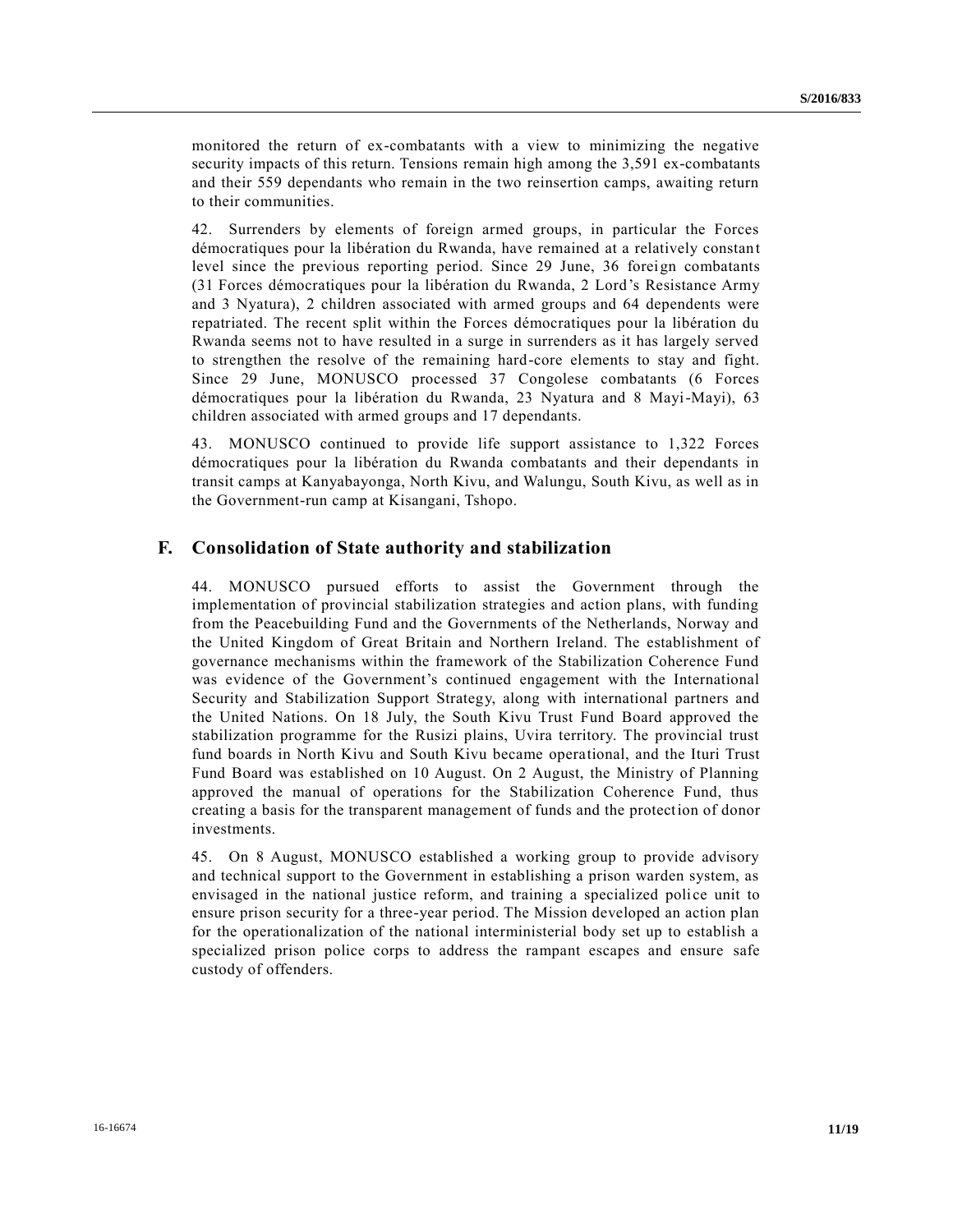monitored the return of ex-combatants with a view to minimizing the negative security impacts of this return. Tensions remain high among the 3,591 ex-combatants and their 559 dependants who remain in the two reinsertion camps, awaiting return to their communities.

42. Surrenders by elements of foreign armed groups, in particular the Forces démocratiques pour la libération du Rwanda, have remained at a relatively constant level since the previous reporting period. Since 29 June, 36 foreign combatants (31 Forces démocratiques pour la libération du Rwanda, 2 Lord's Resistance Army and 3 Nyatura), 2 children associated with armed groups and 64 dependents were repatriated. The recent split within the Forces démocratiques pour la libération du Rwanda seems not to have resulted in a surge in surrenders as it has largely served to strengthen the resolve of the remaining hard-core elements to stay and fight. Since 29 June, MONUSCO processed 37 Congolese combatants (6 Forces démocratiques pour la libération du Rwanda, 23 Nyatura and 8 Mayi-Mayi), 63 children associated with armed groups and 17 dependants.

43. MONUSCO continued to provide life support assistance to 1,322 Forces démocratiques pour la libération du Rwanda combatants and their dependants in transit camps at Kanyabayonga, North Kivu, and Walungu, South Kivu, as well as in the Government-run camp at Kisangani, Tshopo.

## F. Consolidation of State authority and stabilization

44. MONUSCO pursued efforts to assist the Government through the implementation of provincial stabilization strategies and action plans, with funding from the Peacebuilding Fund and the Governments of the Netherlands, Norway and the United Kingdom of Great Britain and Northern Ireland. The establishment of governance mechanisms within the framework of the Stabilization Coherence Fund was evidence of the Government's continued engagement with the International Security and Stabilization Support Strategy, along with international partners and the United Nations. On 18 July, the South Kivu Trust Fund Board approved the stabilization programme for the Rusizi plains, Uvira territory. The provincial trust fund boards in North Kivu and South Kivu became operational, and the Ituri Trust Fund Board was established on 10 August. On 2 August, the Ministry of Planning approved the manual of operations for the Stabilization Coherence Fund, thus creating a basis for the transparent management of funds and the protection of donor investments.

45. On 8 August, MONUSCO established a working group to provide advisory and technical support to the Government in establishing a prison warden system, as envisaged in the national justice reform, and training a specialized police unit to ensure prison security for a three-year period. The Mission developed an action plan for the operationalization of the national interministerial body set up to establish a specialized prison police corps to address the rampant escapes and ensure safe custody of offenders.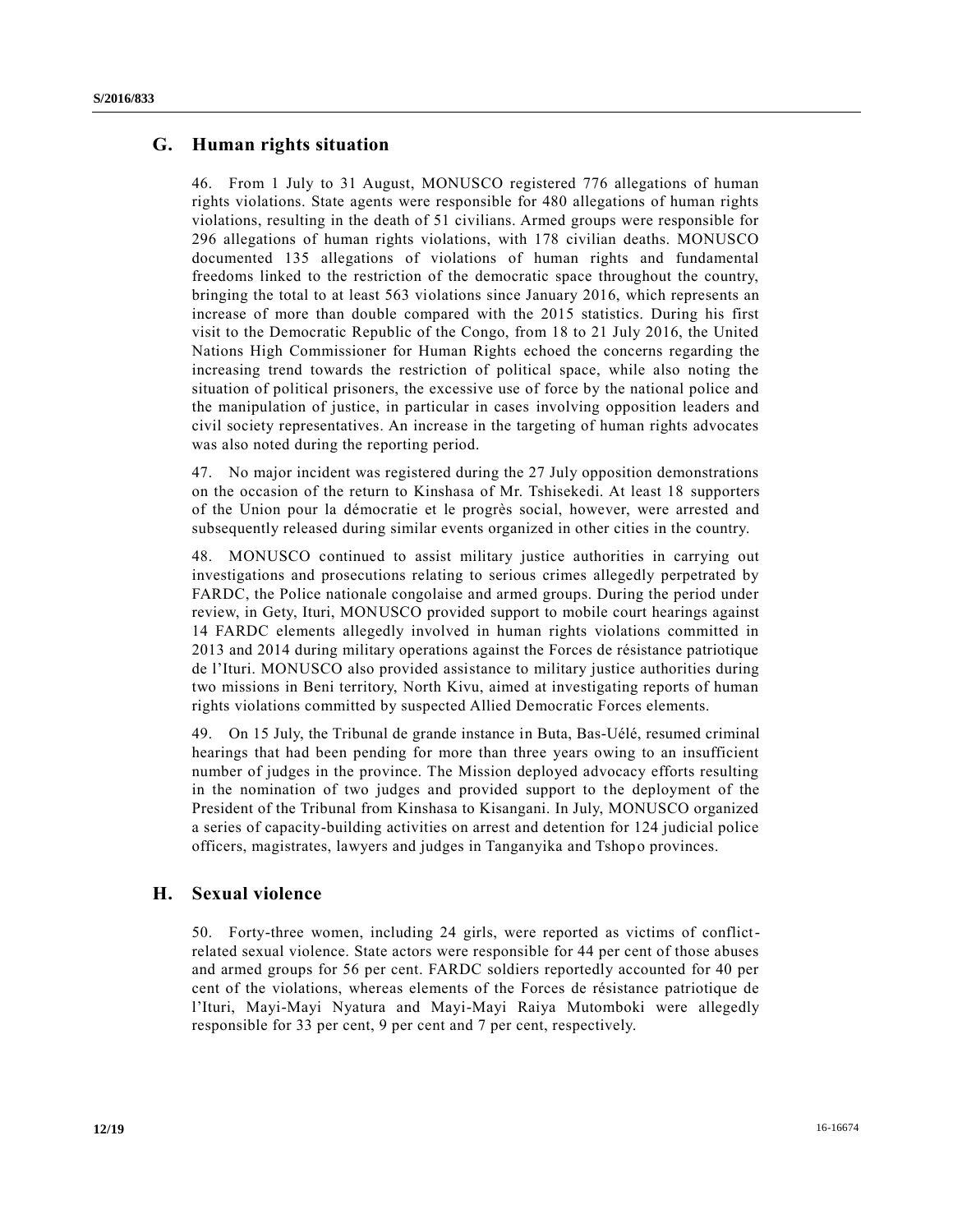## G. Human rights situation

46. From 1 July to 31 August, MONUSCO registered 776 allegations of human rights violations. State agents were responsible for 480 allegations of human rights violations, resulting in the death of 51 civilians. Armed groups were responsible for 296 allegations of human rights violations, with 178 civilian deaths. MONUSCO documented 135 allegations of violations of human rights and fundamental freedoms linked to the restriction of the democratic space throughout the country, bringing the total to at least 563 violations since January 2016, which represents an increase of more than double compared with the 2015 statistics. During his first visit to the Democratic Republic of the Congo, from 18 to 21 July 2016, the United Nations High Commissioner for Human Rights echoed the concerns regarding the increasing trend towards the restriction of political space, while also noting the situation of political prisoners, the excessive use of force by the national police and the manipulation of justice, in particular in cases involving opposition leaders and civil society representatives. An increase in the targeting of human rights advocates was also noted during the reporting period.

47. No major incident was registered during the 27 July opposition demonstrations on the occasion of the return to Kinshasa of Mr. Tshisekedi. At least 18 supporters of the Union pour la démocratie et le progrès social, however, were arrested and subsequently released during similar events organized in other cities in the country.

48. MONUSCO continued to assist military justice authorities in carrying out investigations and prosecutions relating to serious crimes allegedly perpetrated by FARDC, the Police nationale congolaise and armed groups. During the period under review, in Gety, Ituri, MONUSCO provided support to mobile court hearings against 14 FARDC elements allegedly involved in human rights violations committed in 2013 and 2014 during military operations against the Forces de résistance patriotique de l'Ituri. MONUSCO also provided assistance to military justice authorities during two missions in Beni territory, North Kivu, aimed at investigating reports of human rights violations committed by suspected Allied Democratic Forces elements.

49. On 15 July, the Tribunal de grande instance in Buta, Bas-Uélé, resumed criminal hearings that had been pending for more than three years owing to an insufficient number of judges in the province. The Mission deployed advocacy efforts resulting in the nomination of two judges and provided support to the deployment of the President of the Tribunal from Kinshasa to Kisangani. In July, MONUSCO organized a series of capacity-building activities on arrest and detention for 124 judicial police officers, magistrates, lawyers and judges in Tanganyika and Tshopo provinces.

## H. Sexual violence

50. Forty-three women, including 24 girls, were reported as victims of conflict-related sexual violence. State actors were responsible for 44 per cent of those abuses and armed groups for 56 per cent. FARDC soldiers reportedly accounted for 40 per cent of the violations, whereas elements of the Forces de résistance patriotique de l'Ituri, Mayi-Mayi Nyatura and Mayi-Mayi Raiya Mutomboki were allegedly responsible for 33 per cent, 9 per cent and 7 per cent, respectively.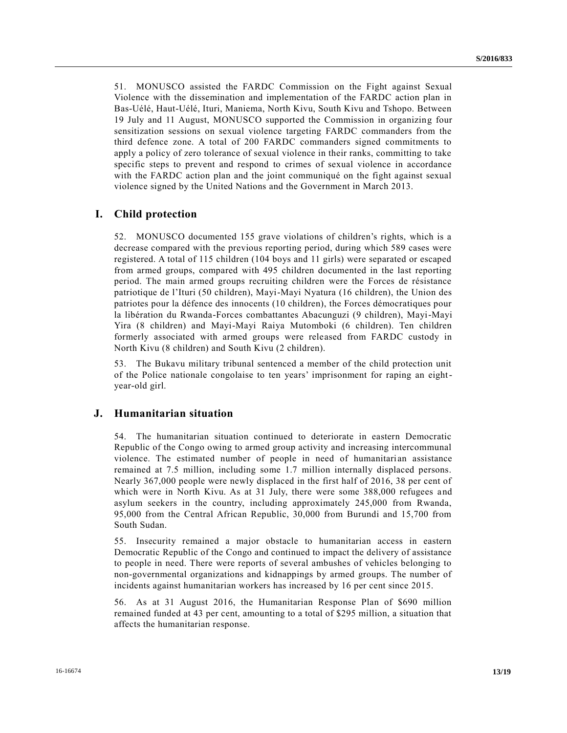51. MONUSCO assisted the FARDC Commission on the Fight against Sexual Violence with the dissemination and implementation of the FARDC action plan in Bas-Uélé, Haut-Uélé, Ituri, Maniema, North Kivu, South Kivu and Tshopo. Between 19 July and 11 August, MONUSCO supported the Commission in organizing four sensitization sessions on sexual violence targeting FARDC commanders from the third defence zone. A total of 200 FARDC commanders signed commitments to apply a policy of zero tolerance of sexual violence in their ranks, committing to take specific steps to prevent and respond to crimes of sexual violence in accordance with the FARDC action plan and the joint communiqué on the fight against sexual violence signed by the United Nations and the Government in March 2013.

## I. Child protection

52. MONUSCO documented 155 grave violations of children's rights, which is a decrease compared with the previous reporting period, during which 589 cases were registered. A total of 115 children (104 boys and 11 girls) were separated or escaped from armed groups, compared with 495 children documented in the last reporting period. The main armed groups recruiting children were the Forces de résistance patriotique de l'Ituri (50 children), Mayi-Mayi Nyatura (16 children), the Union des patriotes pour la défence des innocents (10 children), the Forces démocratiques pour la libération du Rwanda-Forces combattantes Abacunguzi (9 children), Mayi-Mayi Yira (8 children) and Mayi-Mayi Raiya Mutomboki (6 children). Ten children formerly associated with armed groups were released from FARDC custody in North Kivu (8 children) and South Kivu (2 children).

53. The Bukavu military tribunal sentenced a member of the child protection unit of the Police nationale congolaise to ten years' imprisonment for raping an eight-year-old girl.

## J. Humanitarian situation

54. The humanitarian situation continued to deteriorate in eastern Democratic Republic of the Congo owing to armed group activity and increasing intercommunal violence. The estimated number of people in need of humanitarian assistance remained at 7.5 million, including some 1.7 million internally displaced persons. Nearly 367,000 people were newly displaced in the first half of 2016, 38 per cent of which were in North Kivu. As at 31 July, there were some 388,000 refugees and asylum seekers in the country, including approximately 245,000 from Rwanda, 95,000 from the Central African Republic, 30,000 from Burundi and 15,700 from South Sudan.

55. Insecurity remained a major obstacle to humanitarian access in eastern Democratic Republic of the Congo and continued to impact the delivery of assistance to people in need. There were reports of several ambushes of vehicles belonging to non-governmental organizations and kidnappings by armed groups. The number of incidents against humanitarian workers has increased by 16 per cent since 2015.

56. As at 31 August 2016, the Humanitarian Response Plan of \$690 million remained funded at 43 per cent, amounting to a total of \$295 million, a situation that affects the humanitarian response.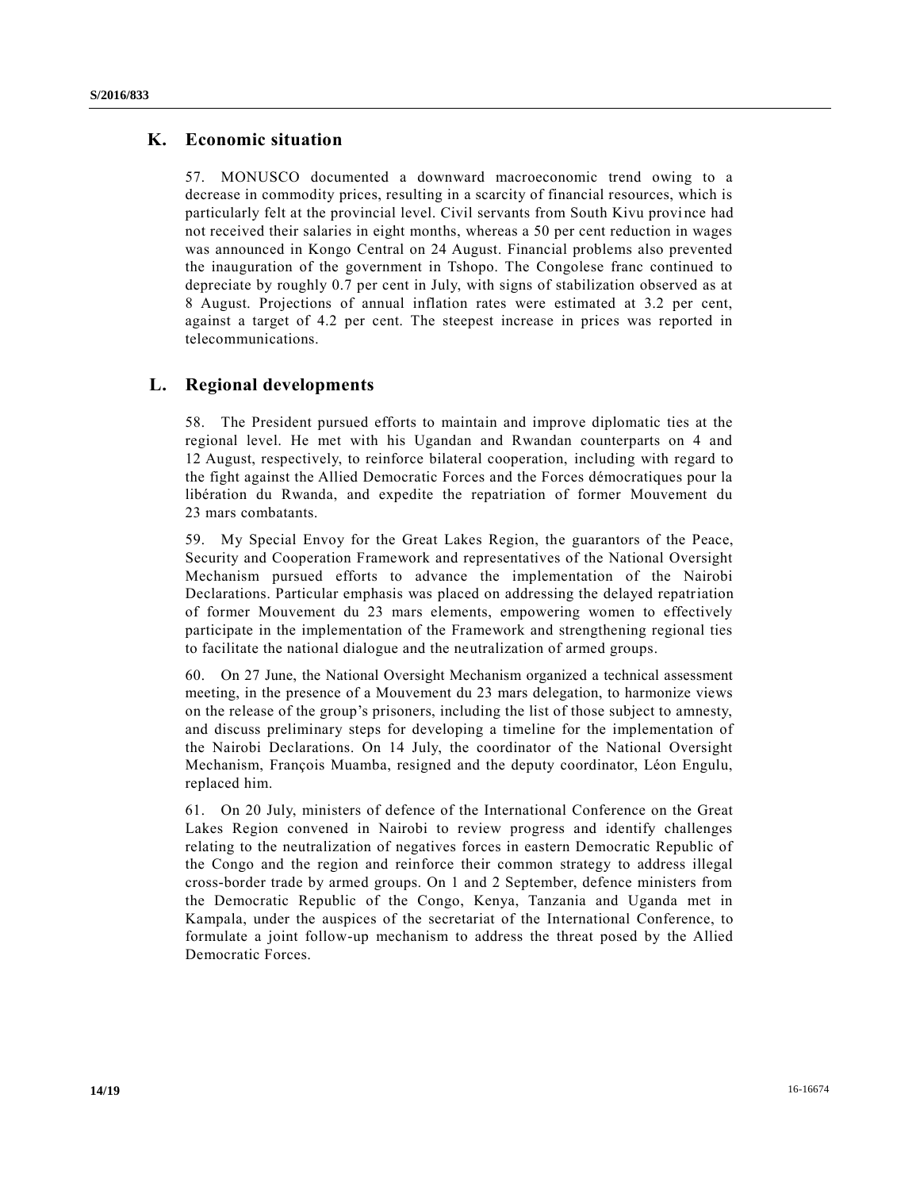## K. Economic situation

57. MONUSCO documented a downward macroeconomic trend owing to a decrease in commodity prices, resulting in a scarcity of financial resources, which is particularly felt at the provincial level. Civil servants from South Kivu province had not received their salaries in eight months, whereas a 50 per cent reduction in wages was announced in Kongo Central on 24 August. Financial problems also prevented the inauguration of the government in Tshopo. The Congolese franc continued to depreciate by roughly 0.7 per cent in July, with signs of stabilization observed as at 8 August. Projections of annual inflation rates were estimated at 3.2 per cent, against a target of 4.2 per cent. The steepest increase in prices was reported in telecommunications.

## L. Regional developments

58. The President pursued efforts to maintain and improve diplomatic ties at the regional level. He met with his Ugandan and Rwandan counterparts on 4 and 12 August, respectively, to reinforce bilateral cooperation, including with regard to the fight against the Allied Democratic Forces and the Forces démocratiques pour la libération du Rwanda, and expedite the repatriation of former Mouvement du 23 mars combatants.

59. My Special Envoy for the Great Lakes Region, the guarantors of the Peace, Security and Cooperation Framework and representatives of the National Oversight Mechanism pursued efforts to advance the implementation of the Nairobi Declarations. Particular emphasis was placed on addressing the delayed repatriation of former Mouvement du 23 mars elements, empowering women to effectively participate in the implementation of the Framework and strengthening regional ties to facilitate the national dialogue and the neutralization of armed groups.

60. On 27 June, the National Oversight Mechanism organized a technical assessment meeting, in the presence of a Mouvement du 23 mars delegation, to harmonize views on the release of the group's prisoners, including the list of those subject to amnesty, and discuss preliminary steps for developing a timeline for the implementation of the Nairobi Declarations. On 14 July, the coordinator of the National Oversight Mechanism, François Muamba, resigned and the deputy coordinator, Léon Engulu, replaced him.

61. On 20 July, ministers of defence of the International Conference on the Great Lakes Region convened in Nairobi to review progress and identify challenges relating to the neutralization of negatives forces in eastern Democratic Republic of the Congo and the region and reinforce their common strategy to address illegal cross-border trade by armed groups. On 1 and 2 September, defence ministers from the Democratic Republic of the Congo, Kenya, Tanzania and Uganda met in Kampala, under the auspices of the secretariat of the International Conference, to formulate a joint follow-up mechanism to address the threat posed by the Allied Democratic Forces.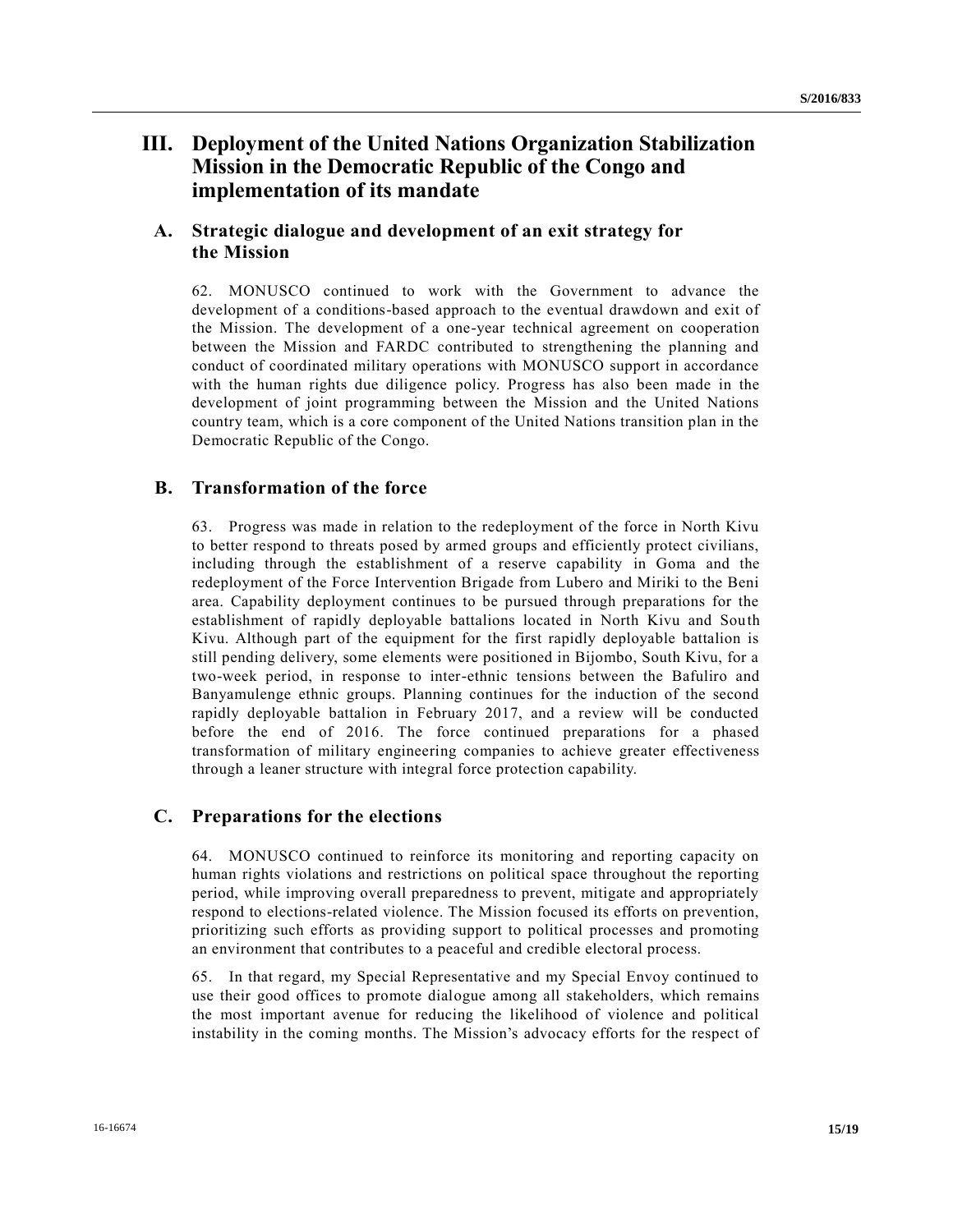# III. Deployment of the United Nations Organization Stabilization Mission in the Democratic Republic of the Congo and implementation of its mandate

## A. Strategic dialogue and development of an exit strategy for the Mission

62. MONUSCO continued to work with the Government to advance the development of a conditions-based approach to the eventual drawdown and exit of the Mission. The development of a one-year technical agreement on cooperation between the Mission and FARDC contributed to strengthening the planning and conduct of coordinated military operations with MONUSCO support in accordance with the human rights due diligence policy. Progress has also been made in the development of joint programming between the Mission and the United Nations country team, which is a core component of the United Nations transition plan in the Democratic Republic of the Congo.

## B. Transformation of the force

63. Progress was made in relation to the redeployment of the force in North Kivu to better respond to threats posed by armed groups and efficiently protect civilians, including through the establishment of a reserve capability in Goma and the redeployment of the Force Intervention Brigade from Lubero and Miriki to the Beni area. Capability deployment continues to be pursued through preparations for the establishment of rapidly deployable battalions located in North Kivu and South Kivu. Although part of the equipment for the first rapidly deployable battalion is still pending delivery, some elements were positioned in Bijombo, South Kivu, for a two-week period, in response to inter-ethnic tensions between the Bafuliro and Banyamulenge ethnic groups. Planning continues for the induction of the second rapidly deployable battalion in February 2017, and a review will be conducted before the end of 2016. The force continued preparations for a phased transformation of military engineering companies to achieve greater effectiveness through a leaner structure with integral force protection capability.

## C. Preparations for the elections

64. MONUSCO continued to reinforce its monitoring and reporting capacity on human rights violations and restrictions on political space throughout the reporting period, while improving overall preparedness to prevent, mitigate and appropriately respond to elections-related violence. The Mission focused its efforts on prevention, prioritizing such efforts as providing support to political processes and promoting an environment that contributes to a peaceful and credible electoral process.

65. In that regard, my Special Representative and my Special Envoy continued to use their good offices to promote dialogue among all stakeholders, which remains the most important avenue for reducing the likelihood of violence and political instability in the coming months. The Mission's advocacy efforts for the respect of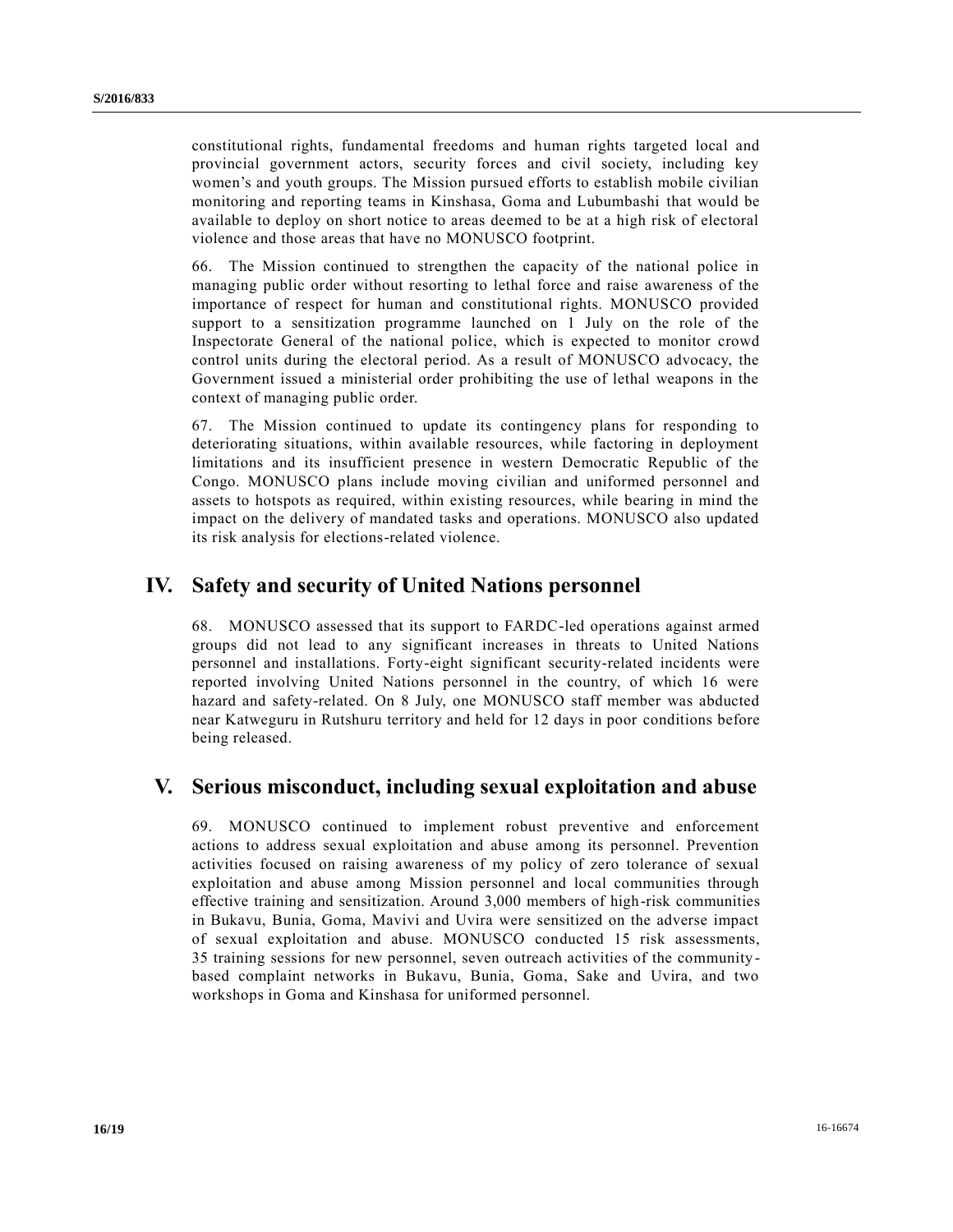constitutional rights, fundamental freedoms and human rights targeted local and provincial government actors, security forces and civil society, including key women's and youth groups. The Mission pursued efforts to establish mobile civilian monitoring and reporting teams in Kinshasa, Goma and Lubumbashi that would be available to deploy on short notice to areas deemed to be at a high risk of electoral violence and those areas that have no MONUSCO footprint.

66. The Mission continued to strengthen the capacity of the national police in managing public order without resorting to lethal force and raise awareness of the importance of respect for human and constitutional rights. MONUSCO provided support to a sensitization programme launched on 1 July on the role of the Inspectorate General of the national police, which is expected to monitor crowd control units during the electoral period. As a result of MONUSCO advocacy, the Government issued a ministerial order prohibiting the use of lethal weapons in the context of managing public order.

67. The Mission continued to update its contingency plans for responding to deteriorating situations, within available resources, while factoring in deployment limitations and its insufficient presence in western Democratic Republic of the Congo. MONUSCO plans include moving civilian and uniformed personnel and assets to hotspots as required, within existing resources, while bearing in mind the impact on the delivery of mandated tasks and operations. MONUSCO also updated its risk analysis for elections-related violence.

## IV. Safety and security of United Nations personnel

68. MONUSCO assessed that its support to FARDC-led operations against armed groups did not lead to any significant increases in threats to United Nations personnel and installations. Forty-eight significant security-related incidents were reported involving United Nations personnel in the country, of which 16 were hazard and safety-related. On 8 July, one MONUSCO staff member was abducted near Katweguru in Rutshuru territory and held for 12 days in poor conditions before being released.

## V. Serious misconduct, including sexual exploitation and abuse

69. MONUSCO continued to implement robust preventive and enforcement actions to address sexual exploitation and abuse among its personnel. Prevention activities focused on raising awareness of my policy of zero tolerance of sexual exploitation and abuse among Mission personnel and local communities through effective training and sensitization. Around 3,000 members of high-risk communities in Bukavu, Bunia, Goma, Mavivi and Uvira were sensitized on the adverse impact of sexual exploitation and abuse. MONUSCO conducted 15 risk assessments, 35 training sessions for new personnel, seven outreach activities of the community-based complaint networks in Bukavu, Bunia, Goma, Sake and Uvira, and two workshops in Goma and Kinshasa for uniformed personnel.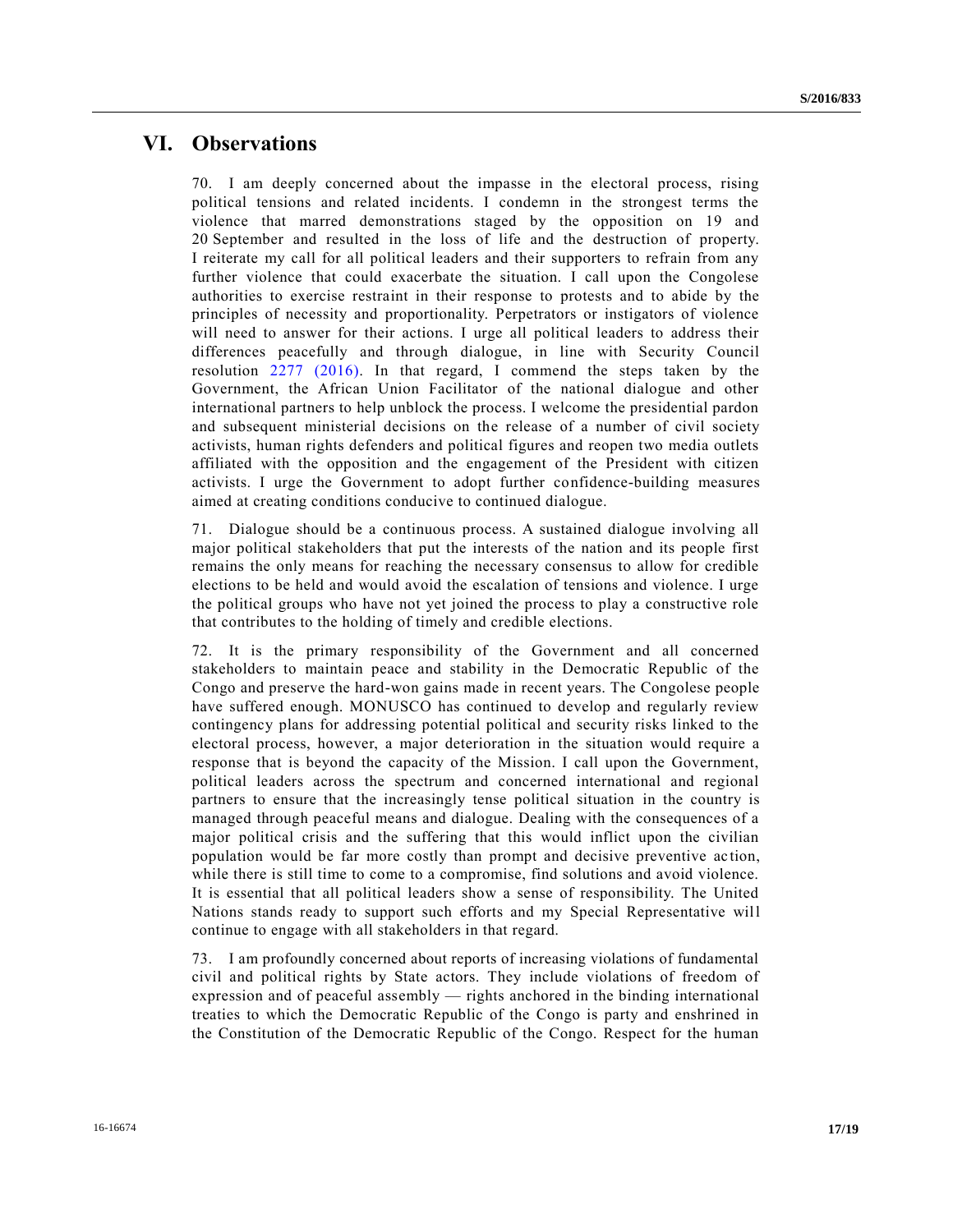# VI. Observations

70. I am deeply concerned about the impasse in the electoral process, rising political tensions and related incidents. I condemn in the strongest terms the violence that marred demonstrations staged by the opposition on 19 and 20 September and resulted in the loss of life and the destruction of property. I reiterate my call for all political leaders and their supporters to refrain from any further violence that could exacerbate the situation. I call upon the Congolese authorities to exercise restraint in their response to protests and to abide by the principles of necessity and proportionality. Perpetrators or instigators of violence will need to answer for their actions. I urge all political leaders to address their differences peacefully and through dialogue, in line with Security Council resolution 2277 (2016). In that regard, I commend the steps taken by the Government, the African Union Facilitator of the national dialogue and other international partners to help unblock the process. I welcome the presidential pardon and subsequent ministerial decisions on the release of a number of civil society activists, human rights defenders and political figures and reopen two media outlets affiliated with the opposition and the engagement of the President with citizen activists. I urge the Government to adopt further confidence-building measures aimed at creating conditions conducive to continued dialogue.

71. Dialogue should be a continuous process. A sustained dialogue involving all major political stakeholders that put the interests of the nation and its people first remains the only means for reaching the necessary consensus to allow for credible elections to be held and would avoid the escalation of tensions and violence. I urge the political groups who have not yet joined the process to play a constructive role that contributes to the holding of timely and credible elections.

72. It is the primary responsibility of the Government and all concerned stakeholders to maintain peace and stability in the Democratic Republic of the Congo and preserve the hard-won gains made in recent years. The Congolese people have suffered enough. MONUSCO has continued to develop and regularly review contingency plans for addressing potential political and security risks linked to the electoral process, however, a major deterioration in the situation would require a response that is beyond the capacity of the Mission. I call upon the Government, political leaders across the spectrum and concerned international and regional partners to ensure that the increasingly tense political situation in the country is managed through peaceful means and dialogue. Dealing with the consequences of a major political crisis and the suffering that this would inflict upon the civilian population would be far more costly than prompt and decisive preventive action, while there is still time to come to a compromise, find solutions and avoid violence. It is essential that all political leaders show a sense of responsibility. The United Nations stands ready to support such efforts and my Special Representative will continue to engage with all stakeholders in that regard.

73. I am profoundly concerned about reports of increasing violations of fundamental civil and political rights by State actors. They include violations of freedom of expression and of peaceful assembly — rights anchored in the binding international treaties to which the Democratic Republic of the Congo is party and enshrined in the Constitution of the Democratic Republic of the Congo. Respect for the human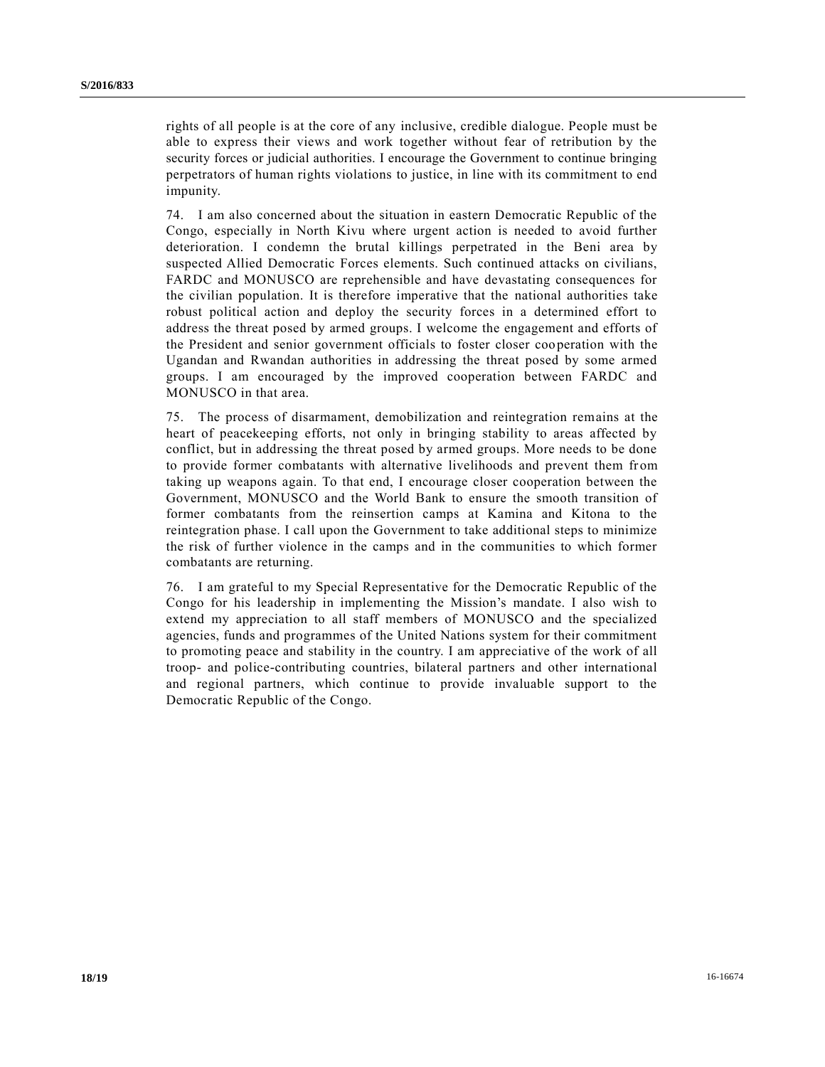rights of all people is at the core of any inclusive, credible dialogue. People must be able to express their views and work together without fear of retribution by the security forces or judicial authorities. I encourage the Government to continue bringing perpetrators of human rights violations to justice, in line with its commitment to end impunity.

74. I am also concerned about the situation in eastern Democratic Republic of the Congo, especially in North Kivu where urgent action is needed to avoid further deterioration. I condemn the brutal killings perpetrated in the Beni area by suspected Allied Democratic Forces elements. Such continued attacks on civilians, FARDC and MONUSCO are reprehensible and have devastating consequences for the civilian population. It is therefore imperative that the national authorities take robust political action and deploy the security forces in a determined effort to address the threat posed by armed groups. I welcome the engagement and efforts of the President and senior government officials to foster closer cooperation with the Ugandan and Rwandan authorities in addressing the threat posed by some armed groups. I am encouraged by the improved cooperation between FARDC and MONUSCO in that area.

75. The process of disarmament, demobilization and reintegration remains at the heart of peacekeeping efforts, not only in bringing stability to areas affected by conflict, but in addressing the threat posed by armed groups. More needs to be done to provide former combatants with alternative livelihoods and prevent them from taking up weapons again. To that end, I encourage closer cooperation between the Government, MONUSCO and the World Bank to ensure the smooth transition of former combatants from the reinsertion camps at Kamina and Kitona to the reintegration phase. I call upon the Government to take additional steps to minimize the risk of further violence in the camps and in the communities to which former combatants are returning.

76. I am grateful to my Special Representative for the Democratic Republic of the Congo for his leadership in implementing the Mission's mandate. I also wish to extend my appreciation to all staff members of MONUSCO and the specialized agencies, funds and programmes of the United Nations system for their commitment to promoting peace and stability in the country. I am appreciative of the work of all troop- and police-contributing countries, bilateral partners and other international and regional partners, which continue to provide invaluable support to the Democratic Republic of the Congo.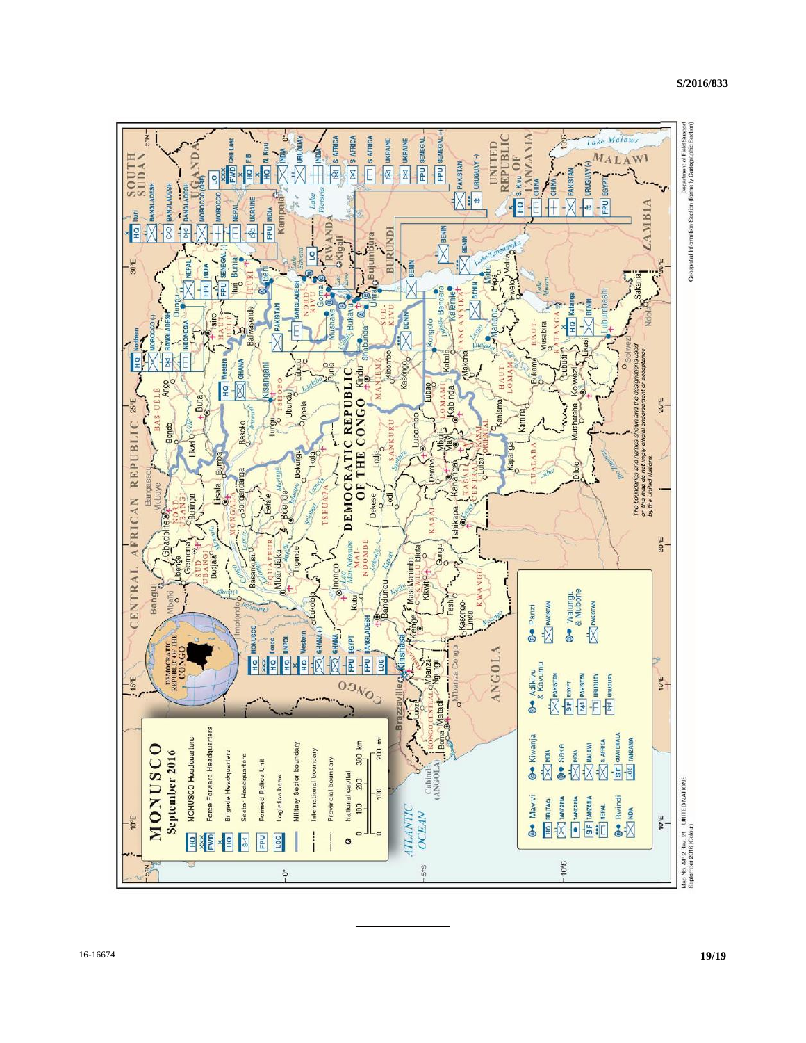# MONUSCO

## September 2016

HQ MONUSCO Headquarters

XXX FWD Force Forward Headquarters

X HQ Brigade Headquarters

S.1 Sector Headquarters

FPU Formed Police Unit

LOG Logistics base

Military Sector boundary

International boundary

Provincial boundary

National capital

0 100 200 300 km

0 100 200 mi

The boundaries and names shown and the designations used on this map do not imply official endorsement or acceptance by the United Nations.

Map No. 4412 Rev. 21 UNITED NATIONS
September 2016 (Colour)

Department of Field Support
Geospatial Information Section (formerly Cartographic Section)